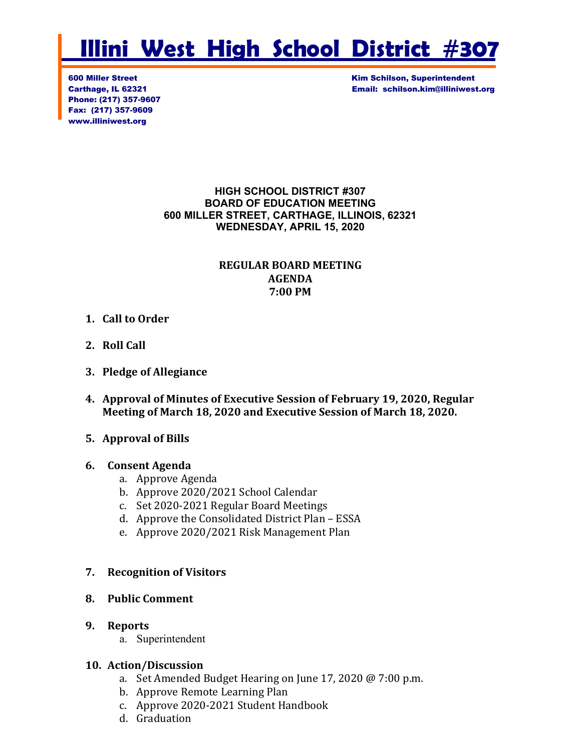# Illini West High School District #307

600 Miller Street
Carthage, IL 62321
Phone: (217) 357-9607
Fax: (217) 357-9609
www.illiniwest.org

Kim Schilson, Superintendent
Email: schilson.kim@illiniwest.org

**HIGH SCHOOL DISTRICT #307**
**BOARD OF EDUCATION MEETING**
**600 MILLER STREET, CARTHAGE, ILLINOIS, 62321**
**WEDNESDAY, APRIL 15, 2020**

**REGULAR BOARD MEETING**
**AGENDA**
**7:00 PM**

1. **Call to Order**

2. **Roll Call**

3. **Pledge of Allegiance**

4. **Approval of Minutes of Executive Session of February 19, 2020, Regular Meeting of March 18, 2020 and Executive Session of March 18, 2020.**

5. **Approval of Bills**

6. **Consent Agenda**
   a. Approve Agenda
   b. Approve 2020/2021 School Calendar
   c. Set 2020-2021 Regular Board Meetings
   d. Approve the Consolidated District Plan – ESSA
   e. Approve 2020/2021 Risk Management Plan

7. **Recognition of Visitors**

8. **Public Comment**

9. **Reports**
   a. Superintendent

10. **Action/Discussion**
    a. Set Amended Budget Hearing on June 17, 2020 @ 7:00 p.m.
    b. Approve Remote Learning Plan
    c. Approve 2020-2021 Student Handbook
    d. Graduation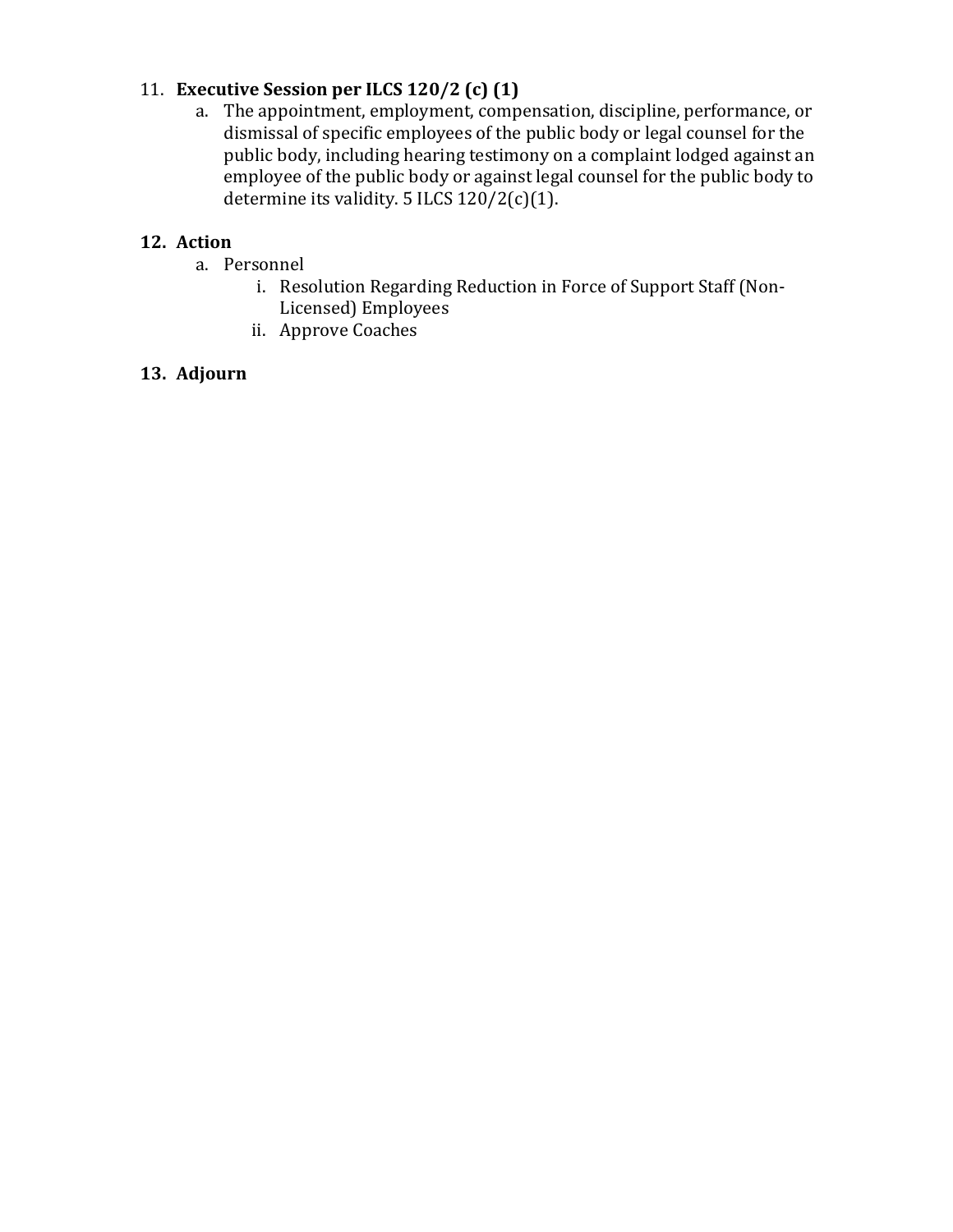11. **Executive Session per ILCS 120/2 (c) (1)**
    a. The appointment, employment, compensation, discipline, performance, or dismissal of specific employees of the public body or legal counsel for the public body, including hearing testimony on a complaint lodged against an employee of the public body or against legal counsel for the public body to determine its validity. 5 ILCS 120/2(c)(1).

12. **Action**
    a. Personnel
        i. Resolution Regarding Reduction in Force of Support Staff (Non-Licensed) Employees
        ii. Approve Coaches

13. **Adjourn**